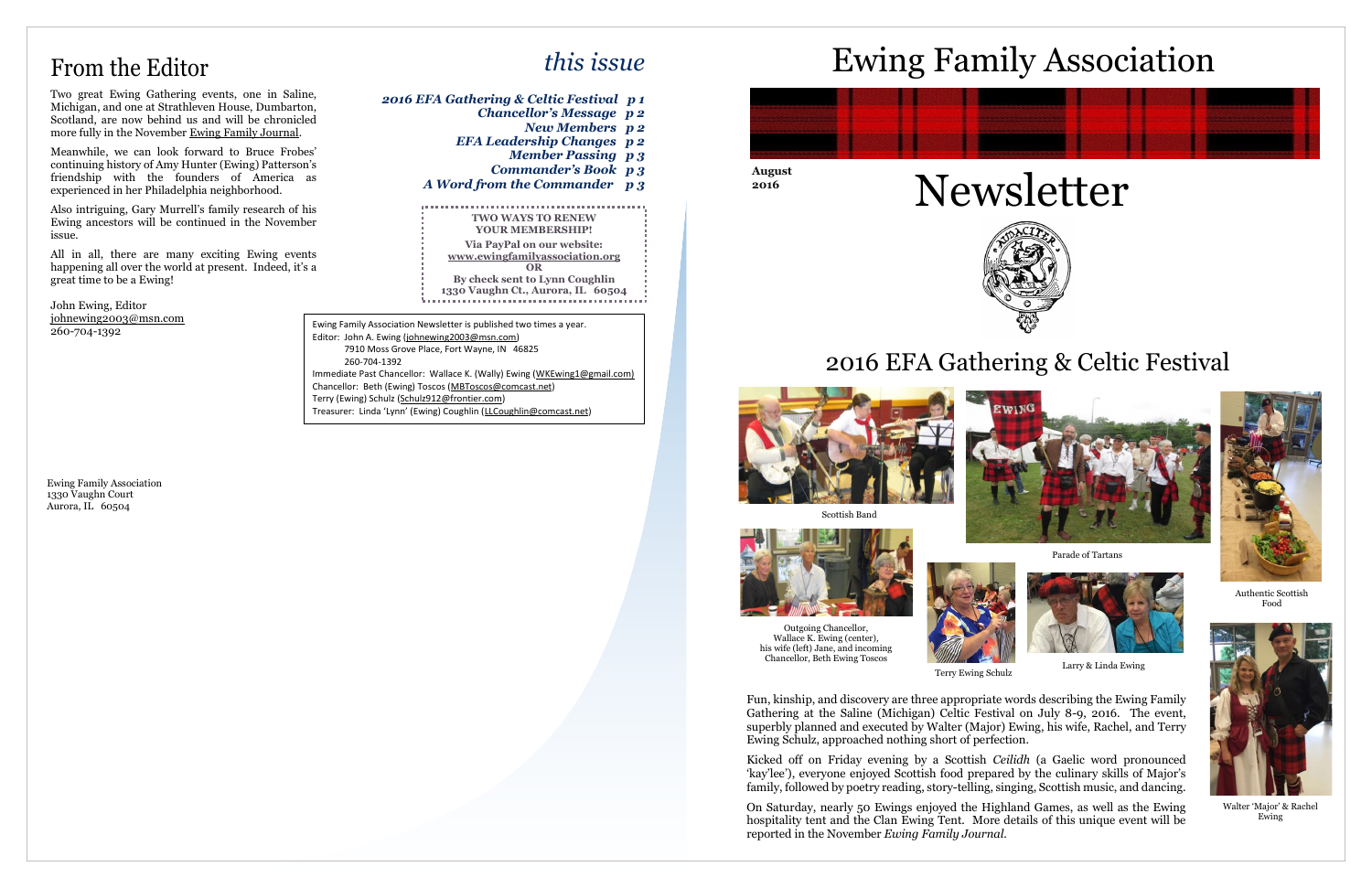## From the Editor

Two great Ewing Gathering events, one in Saline, Michigan, and one at Strathleven House, Dumbarton, Scotland, are now behind us and will be chronicled more fully in the November Ewing Family Journal.

Meanwhile, we can look forward to Bruce Frobes' continuing history of Amy Hunter (Ewing) Patterson's friendship with the founders of America as experienced in her Philadelphia neighborhood.

Also intriguing, Gary Murrell's family research of his Ewing ancestors will be continued in the November issue.

All in all, there are many exciting Ewing events happening all over the world at present. Indeed, it's a great time to be a Ewing!

John Ewing, Editor
johnewing2003@msn.com
260-704-1392

Ewing Family Association
1330 Vaughn Court
Aurora, IL 60504

## *this issue*

*2016 EFA Gathering & Celtic Festival p 1*
*Chancellor's Message p 2*
*New Members p 2*
*EFA Leadership Changes p 2*
*Member Passing p 3*
*Commander's Book p 3*
*A Word from the Commander p 3*

**TWO WAYS TO RENEW YOUR MEMBERSHIP!**
**Via PayPal on our website:**
**www.ewingfamilyassociation.org**
**OR**
**By check sent to Lynn Coughlin**
**1330 Vaughn Ct., Aurora, IL 60504**

Ewing Family Association Newsletter is published two times a year.
Editor: John A. Ewing (johnewing2003@msn.com)
7910 Moss Grove Place, Fort Wayne, IN 46825
260-704-1392
Immediate Past Chancellor: Wallace K. (Wally) Ewing (WKEwing1@gmail.com)
Chancellor: Beth (Ewing) Toscos (MBToscos@comcast.net)
Terry (Ewing) Schulz (Schulz912@frontier.com)
Treasurer: Linda 'Lynn' (Ewing) Coughlin (LLCoughlin@comcast.net)

# Ewing Family Association

**August 2016**

# Newsletter

## 2016 EFA Gathering & Celtic Festival

Scottish Band

Parade of Tartans

Authentic Scottish Food

Outgoing Chancellor, Wallace K. Ewing (center), his wife (left) Jane, and incoming Chancellor, Beth Ewing Toscos

Terry Ewing Schulz

Larry & Linda Ewing

Walter 'Major' & Rachel Ewing

Fun, kinship, and discovery are three appropriate words describing the Ewing Family Gathering at the Saline (Michigan) Celtic Festival on July 8-9, 2016. The event, superbly planned and executed by Walter (Major) Ewing, his wife, Rachel, and Terry Ewing Schulz, approached nothing short of perfection.

Kicked off on Friday evening by a Scottish *Ceilidh* (a Gaelic word pronounced 'kay'lee'), everyone enjoyed Scottish food prepared by the culinary skills of Major's family, followed by poetry reading, story-telling, singing, Scottish music, and dancing.

On Saturday, nearly 50 Ewings enjoyed the Highland Games, as well as the Ewing hospitality tent and the Clan Ewing Tent. More details of this unique event will be reported in the November *Ewing Family Journal.*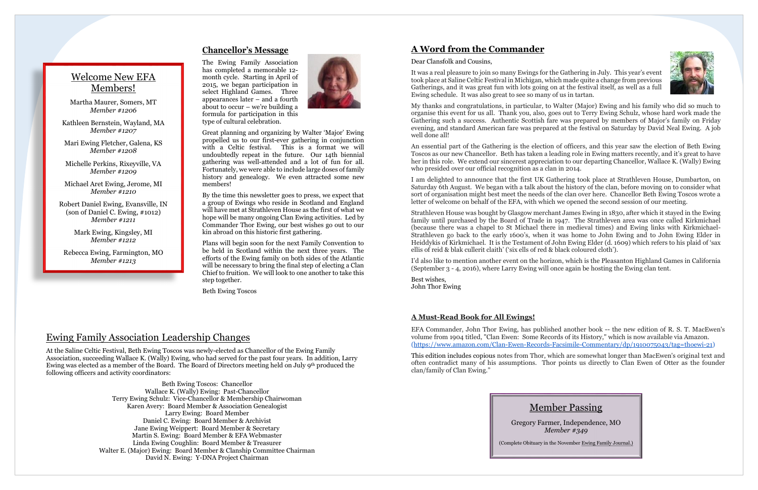## Welcome New EFA Members!

Martha Maurer, Somers, MT
*Member #1206*

Kathleen Bernstein, Wayland, MA
*Member #1207*

Mari Ewing Fletcher, Galena, KS
*Member #1208*

Michelle Perkins, Rixeyville, VA
*Member #1209*

Michael Aret Ewing, Jerome, MI
*Member #1210*

Robert Daniel Ewing, Evansville, IN
(son of Daniel C. Ewing, #1012)
*Member #1211*

Mark Ewing, Kingsley, MI
*Member #1212*

Rebecca Ewing, Farmington, MO
*Member #1213*

## Chancellor's Message

The Ewing Family Association has completed a memorable 12-month cycle. Starting in April of 2015, we began participation in select Highland Games. Three appearances later – and a fourth about to occur – we're building a formula for participation in this type of cultural celebration.

Great planning and organizing by Walter 'Major' Ewing propelled us to our first-ever gathering in conjunction with a Celtic festival. This is a format we will undoubtedly repeat in the future. Our 14th biennial gathering was well-attended and a lot of fun for all. Fortunately, we were able to include large doses of family history and genealogy. We even attracted some new members!

By the time this newsletter goes to press, we expect that a group of Ewings who reside in Scotland and England will have met at Strathleven House as the first of what we hope will be many ongoing Clan Ewing activities. Led by Commander Thor Ewing, our best wishes go out to our kin abroad on this historic first gathering.

Plans will begin soon for the next Family Convention to be held in Scotland within the next three years. The efforts of the Ewing family on both sides of the Atlantic will be necessary to bring the final step of electing a Clan Chief to fruition. We will look to one another to take this step together.

Beth Ewing Toscos

## Ewing Family Association Leadership Changes

At the Saline Celtic Festival, Beth Ewing Toscos was newly-elected as Chancellor of the Ewing Family Association, succeeding Wallace K. (Wally) Ewing, who had served for the past four years. In addition, Larry Ewing was elected as a member of the Board. The Board of Directors meeting held on July 9th produced the following officers and activity coordinators:

Beth Ewing Toscos: Chancellor
Wallace K. (Wally) Ewing: Past-Chancellor
Terry Ewing Schulz: Vice-Chancellor & Membership Chairwoman
Karen Avery: Board Member & Association Genealogist
Larry Ewing: Board Member
Daniel C. Ewing: Board Member & Archivist
Jane Ewing Weippert: Board Member & Secretary
Martin S. Ewing: Board Member & EFA Webmaster
Linda Ewing Coughlin: Board Member & Treasurer
Walter E. (Major) Ewing: Board Member & Clanship Committee Chairman
David N. Ewing: Y-DNA Project Chairman

## A Word from the Commander

Dear Clansfolk and Cousins,

It was a real pleasure to join so many Ewings for the Gathering in July. This year's event took place at Saline Celtic Festival in Michigan, which made quite a change from previous Gatherings, and it was great fun with lots going on at the festival itself, as well as a full Ewing schedule. It was also great to see so many of us in tartan.

My thanks and congratulations, in particular, to Walter (Major) Ewing and his family who did so much to organise this event for us all. Thank you, also, goes out to Terry Ewing Schulz, whose hard work made the Gathering such a success. Authentic Scottish fare was prepared by members of Major's family on Friday evening, and standard American fare was prepared at the festival on Saturday by David Neal Ewing. A job well done all!

An essential part of the Gathering is the election of officers, and this year saw the election of Beth Ewing Toscos as our new Chancellor. Beth has taken a leading role in Ewing matters recently, and it's great to have her in this role. We extend our sincerest appreciation to our departing Chancellor, Wallace K. (Wally) Ewing who presided over our official recognition as a clan in 2014.

I am delighted to announce that the first UK Gathering took place at Strathleven House, Dumbarton, on Saturday 6th August. We began with a talk about the history of the clan, before moving on to consider what sort of organisation might best meet the needs of the clan over here. Chancellor Beth Ewing Toscos wrote a letter of welcome on behalf of the EFA, with which we opened the second session of our meeting.

Strathleven House was bought by Glasgow merchant James Ewing in 1830, after which it stayed in the Ewing family until purchased by the Board of Trade in 1947. The Strathleven area was once called Kirkmichael (because there was a chapel to St Michael there in medieval times) and Ewing links with Kirkmichael-Strathleven go back to the early 1600's, when it was home to John Ewing and to John Ewing Elder in Heiddykis of Kirkmichael. It is the Testament of John Ewing Elder (d. 1609) which refers to his plaid of 'sax ellis of reid & blak cullerit claith' ('six ells of red & black coloured cloth').

I'd also like to mention another event on the horizon, which is the Pleasanton Highland Games in California (September 3 - 4, 2016), where Larry Ewing will once again be hosting the Ewing clan tent.

Best wishes,
John Thor Ewing

## A Must-Read Book for All Ewings!

EFA Commander, John Thor Ewing, has published another book -- the new edition of R. S. T. MacEwen's volume from 1904 titled, "Clan Ewen: Some Records of its History," which is now available via Amazon. (https://www.amazon.com/Clan-Ewen-Records-Facsimile-Commentary/dp/1910075043/tag=thoewi-21)

This edition includes copious notes from Thor, which are somewhat longer than MacEwen's original text and often contradict many of his assumptions. Thor points us directly to Clan Ewen of Otter as the founder clan/family of Clan Ewing."

## Member Passing

Gregory Farmer, Independence, MO
*Member #349*

(Complete Obituary in the November Ewing Family Journal.)